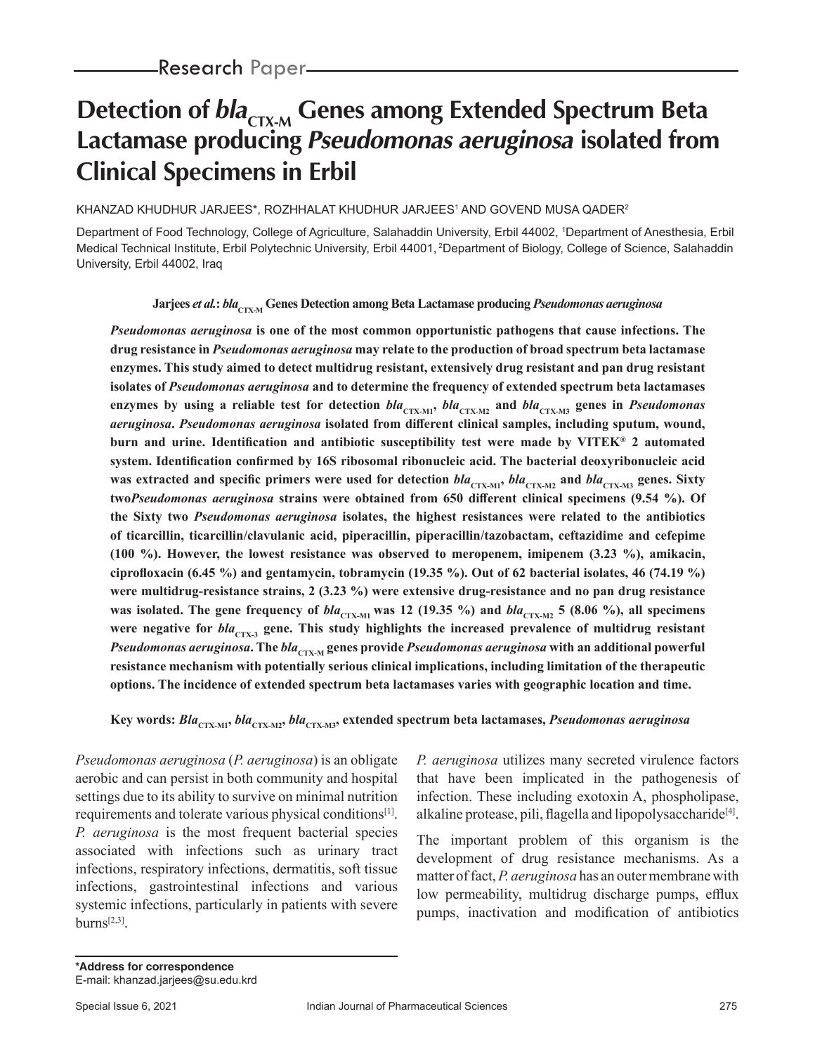Research Paper

# Detection of $bla_{CTX\text{-}M}$ Genes among Extended Spectrum Beta Lactamase producing *Pseudomonas aeruginosa* isolated from Clinical Specimens in Erbil

KHANZAD KHUDHUR JARJEES*, ROZHHALAT KHUDHUR JARJEES[1] AND GOVEND MUSA QADER[2]

Department of Food Technology, College of Agriculture, Salahaddin University, Erbil 44002, [1]Department of Anesthesia, Erbil Medical Technical Institute, Erbil Polytechnic University, Erbil 44001, [2]Department of Biology, College of Science, Salahaddin University, Erbil 44002, Iraq

**Jarjees *et al.*: $bla_{CTX\text{-}M}$ Genes Detection among Beta Lactamase producing *Pseudomonas aeruginosa***

***Pseudomonas aeruginosa* is one of the most common opportunistic pathogens that cause infections. The drug resistance in *Pseudomonas aeruginosa* may relate to the production of broad spectrum beta lactamase enzymes. This study aimed to detect multidrug resistant, extensively drug resistant and pan drug resistant isolates of *Pseudomonas aeruginosa* and to determine the frequency of extended spectrum beta lactamases enzymes by using a reliable test for detection $bla_{CTX\text{-}M1}$, $bla_{CTX\text{-}M2}$ and $bla_{CTX\text{-}M3}$ genes in *Pseudomonas aeruginosa*. *Pseudomonas aeruginosa* isolated from different clinical samples, including sputum, wound, burn and urine. Identification and antibiotic susceptibility test were made by VITEK® 2 automated system. Identification confirmed by 16S ribosomal ribonucleic acid. The bacterial deoxyribonucleic acid was extracted and specific primers were used for detection $bla_{CTX\text{-}M1}$, $bla_{CTX\text{-}M2}$ and $bla_{CTX\text{-}M3}$ genes. Sixty two*Pseudomonas aeruginosa* strains were obtained from 650 different clinical specimens (9.54 %). Of the Sixty two *Pseudomonas aeruginosa* isolates, the highest resistances were related to the antibiotics of ticarcillin, ticarcillin/clavulanic acid, piperacillin, piperacillin/tazobactam, ceftazidime and cefepime (100 %). However, the lowest resistance was observed to meropenem, imipenem (3.23 %), amikacin, ciprofloxacin (6.45 %) and gentamycin, tobramycin (19.35 %). Out of 62 bacterial isolates, 46 (74.19 %) were multidrug-resistance strains, 2 (3.23 %) were extensive drug-resistance and no pan drug resistance was isolated. The gene frequency of $bla_{CTX\text{-}M1}$ was 12 (19.35 %) and $bla_{CTX\text{-}M2}$ 5 (8.06 %), all specimens were negative for $bla_{CTX\text{-}3}$ gene. This study highlights the increased prevalence of multidrug resistant *Pseudomonas aeruginosa*. The $bla_{CTX\text{-}M}$ genes provide *Pseudomonas aeruginosa* with an additional powerful resistance mechanism with potentially serious clinical implications, including limitation of the therapeutic options. The incidence of extended spectrum beta lactamases varies with geographic location and time.**

**Key words:** $Bla_{CTX\text{-}M1}$, $bla_{CTX\text{-}M2}$, $bla_{CTX\text{-}M3}$, **extended spectrum beta lactamases, *Pseudomonas aeruginosa***

*Pseudomonas aeruginosa* (*P. aeruginosa*) is an obligate aerobic and can persist in both community and hospital settings due to its ability to survive on minimal nutrition requirements and tolerate various physical conditions[1]. *P. aeruginosa* is the most frequent bacterial species associated with infections such as urinary tract infections, respiratory infections, dermatitis, soft tissue infections, gastrointestinal infections and various systemic infections, particularly in patients with severe burns[2,3].

*P. aeruginosa* utilizes many secreted virulence factors that have been implicated in the pathogenesis of infection. These including exotoxin A, phospholipase, alkaline protease, pili, flagella and lipopolysaccharide[4].

The important problem of this organism is the development of drug resistance mechanisms. As a matter of fact, *P. aeruginosa* has an outer membrane with low permeability, multidrug discharge pumps, efflux pumps, inactivation and modification of antibiotics

**\*Address for correspondence**
E-mail: khanzad.jarjees@su.edu.krd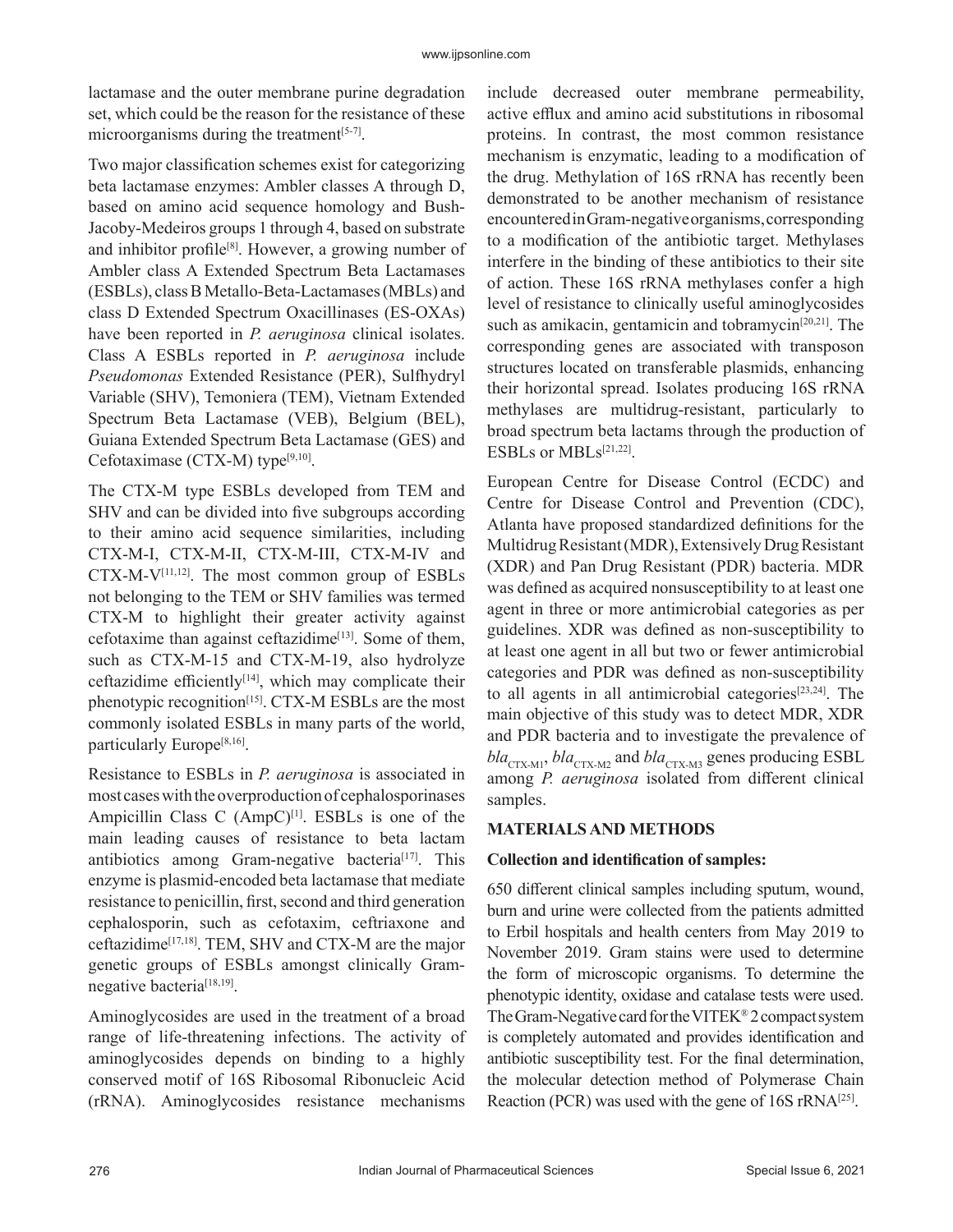lactamase and the outer membrane purine degradation set, which could be the reason for the resistance of these microorganisms during the treatment[5-7].

Two major classification schemes exist for categorizing beta lactamase enzymes: Ambler classes A through D, based on amino acid sequence homology and Bush-Jacoby-Medeiros groups 1 through 4, based on substrate and inhibitor profile[8]. However, a growing number of Ambler class A Extended Spectrum Beta Lactamases (ESBLs), class B Metallo-Beta-Lactamases (MBLs) and class D Extended Spectrum Oxacillinases (ES-OXAs) have been reported in *P. aeruginosa* clinical isolates. Class A ESBLs reported in *P. aeruginosa* include *Pseudomonas* Extended Resistance (PER), Sulfhydryl Variable (SHV), Temoniera (TEM), Vietnam Extended Spectrum Beta Lactamase (VEB), Belgium (BEL), Guiana Extended Spectrum Beta Lactamase (GES) and Cefotaximase (CTX-M) type[9,10].

The CTX-M type ESBLs developed from TEM and SHV and can be divided into five subgroups according to their amino acid sequence similarities, including CTX-M-I, CTX-M-II, CTX-M-III, CTX-M-IV and CTX-M-V[11,12]. The most common group of ESBLs not belonging to the TEM or SHV families was termed CTX-M to highlight their greater activity against cefotaxime than against ceftazidime[13]. Some of them, such as CTX-M-15 and CTX-M-19, also hydrolyze ceftazidime efficiently[14], which may complicate their phenotypic recognition[15]. CTX-M ESBLs are the most commonly isolated ESBLs in many parts of the world, particularly Europe[8,16].

Resistance to ESBLs in *P. aeruginosa* is associated in most cases with the overproduction of cephalosporinases Ampicillin Class C (AmpC)[1]. ESBLs is one of the main leading causes of resistance to beta lactam antibiotics among Gram-negative bacteria[17]. This enzyme is plasmid-encoded beta lactamase that mediate resistance to penicillin, first, second and third generation cephalosporin, such as cefotaxim, ceftriaxone and ceftazidime[17,18]. TEM, SHV and CTX-M are the major genetic groups of ESBLs amongst clinically Gram-negative bacteria[18,19].

Aminoglycosides are used in the treatment of a broad range of life-threatening infections. The activity of aminoglycosides depends on binding to a highly conserved motif of 16S Ribosomal Ribonucleic Acid (rRNA). Aminoglycosides resistance mechanisms include decreased outer membrane permeability, active efflux and amino acid substitutions in ribosomal proteins. In contrast, the most common resistance mechanism is enzymatic, leading to a modification of the drug. Methylation of 16S rRNA has recently been demonstrated to be another mechanism of resistance encountered in Gram-negative organisms, corresponding to a modification of the antibiotic target. Methylases interfere in the binding of these antibiotics to their site of action. These 16S rRNA methylases confer a high level of resistance to clinically useful aminoglycosides such as amikacin, gentamicin and tobramycin[20,21]. The corresponding genes are associated with transposon structures located on transferable plasmids, enhancing their horizontal spread. Isolates producing 16S rRNA methylases are multidrug-resistant, particularly to broad spectrum beta lactams through the production of ESBLs or MBLs[21,22].

European Centre for Disease Control (ECDC) and Centre for Disease Control and Prevention (CDC), Atlanta have proposed standardized definitions for the Multidrug Resistant (MDR), Extensively Drug Resistant (XDR) and Pan Drug Resistant (PDR) bacteria. MDR was defined as acquired nonsusceptibility to at least one agent in three or more antimicrobial categories as per guidelines. XDR was defined as non-susceptibility to at least one agent in all but two or fewer antimicrobial categories and PDR was defined as non-susceptibility to all agents in all antimicrobial categories[23,24]. The main objective of this study was to detect MDR, XDR and PDR bacteria and to investigate the prevalence of $bla_{CTX-M1}$, $bla_{CTX-M2}$ and $bla_{CTX-M3}$ genes producing ESBL among *P. aeruginosa* isolated from different clinical samples.

## MATERIALS AND METHODS

### Collection and identification of samples:

650 different clinical samples including sputum, wound, burn and urine were collected from the patients admitted to Erbil hospitals and health centers from May 2019 to November 2019. Gram stains were used to determine the form of microscopic organisms. To determine the phenotypic identity, oxidase and catalase tests were used. The Gram-Negative card for the VITEK® 2 compact system is completely automated and provides identification and antibiotic susceptibility test. For the final determination, the molecular detection method of Polymerase Chain Reaction (PCR) was used with the gene of 16S rRNA[25].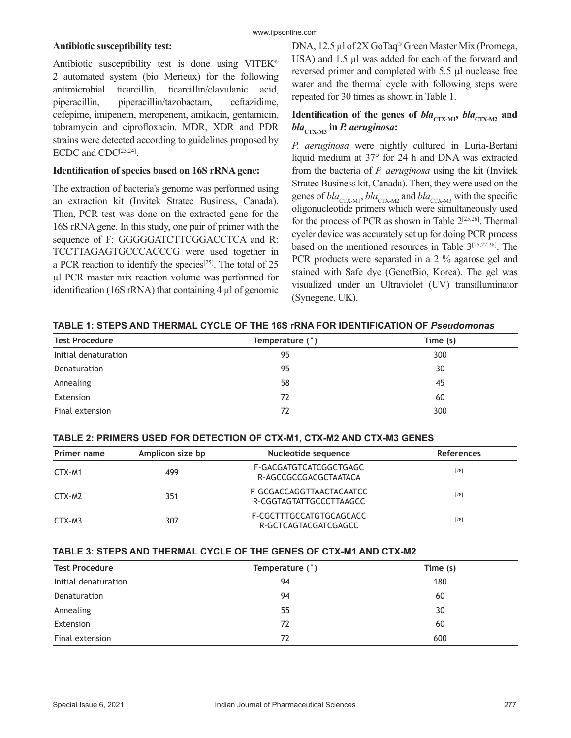**Antibiotic susceptibility test:**

Antibiotic susceptibility test is done using VITEK® 2 automated system (bio Merieux) for the following antimicrobial ticarcillin, ticarcillin/clavulanic acid, piperacillin, piperacillin/tazobactam, ceftazidime, cefepime, imipenem, meropenem, amikacin, gentamicin, tobramycin and ciprofloxacin. MDR, XDR and PDR strains were detected according to guidelines proposed by ECDC and CDC[23,24].

**Identification of species based on 16S rRNA gene:**

The extraction of bacteria's genome was performed using an extraction kit (Invitek Stratec Business, Canada). Then, PCR test was done on the extracted gene for the 16S rRNA gene. In this study, one pair of primer with the sequence of F: GGGGGATCTTCGGACCTCA and R: TCCTTAGAGTGCCCACCCG were used together in a PCR reaction to identify the species[25]. The total of 25 µl PCR master mix reaction volume was performed for identification (16S rRNA) that containing 4 µl of genomic DNA, 12.5 µl of 2X GoTaq® Green Master Mix (Promega, USA) and 1.5 µl was added for each of the forward and reversed primer and completed with 5.5 µl nuclease free water and the thermal cycle with following steps were repeated for 30 times as shown in Table 1.

**Identification of the genes of *bla*$_{CTX-M1}$, *bla*$_{CTX-M2}$ and *bla*$_{CTX-M3}$ in *P. aeruginosa*:**

*P. aeruginosa* were nightly cultured in Luria-Bertani liquid medium at 37° for 24 h and DNA was extracted from the bacteria of *P. aeruginosa* using the kit (Invitek Stratec Business kit, Canada). Then, they were used on the genes of *bla*$_{CTX-M1}$, *bla*$_{CTX-M2}$ and *bla*$_{CTX-M3}$ with the specific oligonucleotide primers which were simultaneously used for the process of PCR as shown in Table 2[25,26]. Thermal cycler device was accurately set up for doing PCR process based on the mentioned resources in Table 3[25,27,28]. The PCR products were separated in a 2 % agarose gel and stained with Safe dye (GenetBio, Korea). The gel was visualized under an Ultraviolet (UV) transilluminator (Synegene, UK).

**TABLE 1: STEPS AND THERMAL CYCLE OF THE 16S rRNA FOR IDENTIFICATION OF *Pseudomonas***

| Test Procedure | Temperature (˚) | Time (s) |
|---|---|---|
| Initial denaturation | 95 | 300 |
| Denaturation | 95 | 30 |
| Annealing | 58 | 45 |
| Extension | 72 | 60 |
| Final extension | 72 | 300 |

**TABLE 2: PRIMERS USED FOR DETECTION OF CTX-M1, CTX-M2 AND CTX-M3 GENES**

| Primer name | Amplicon size bp | Nucleotide sequence | References |
|---|---|---|---|
| CTX-M1 | 499 | F-GACGATGTCATCGGCTGAGC<br>R-AGCCGCCGACGCTAATACA | [28] |
| CTX-M2 | 351 | F-GCGACCAGGTTAACTACAATCC<br>R-CGGTAGTATTGCCCTTAAGCC | [28] |
| CTX-M3 | 307 | F-CGCTTTGCCATGTGCAGCACC<br>R-GCTCAGTACGATCGAGCC | [28] |

**TABLE 3: STEPS AND THERMAL CYCLE OF THE GENES OF CTX-M1 AND CTX-M2**

| Test Procedure | Temperature (˚) | Time (s) |
|---|---|---|
| Initial denaturation | 94 | 180 |
| Denaturation | 94 | 60 |
| Annealing | 55 | 30 |
| Extension | 72 | 60 |
| Final extension | 72 | 600 |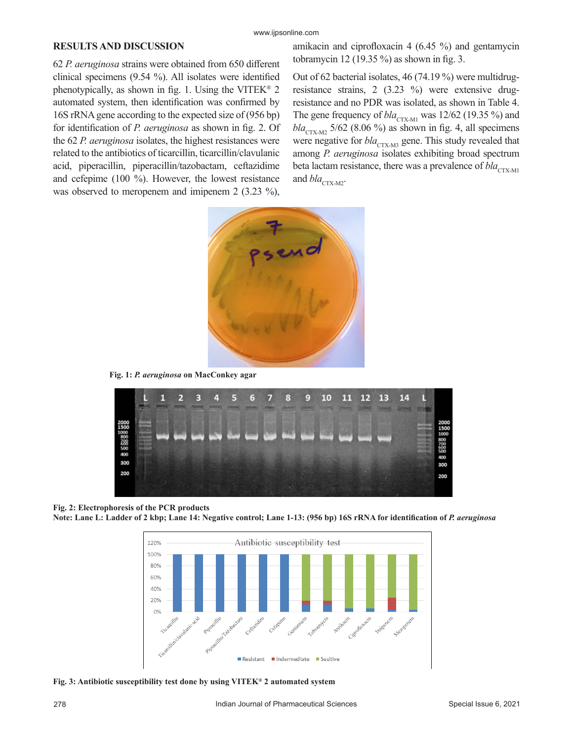## RESULTS AND DISCUSSION

62 *P. aeruginosa* strains were obtained from 650 different clinical specimens (9.54 %). All isolates were identified phenotypically, as shown in fig. 1. Using the VITEK® 2 automated system, then identification was confirmed by 16S rRNA gene according to the expected size of (956 bp) for identification of *P. aeruginosa* as shown in fig. 2. Of the 62 *P. aeruginosa* isolates, the highest resistances were related to the antibiotics of ticarcillin, ticarcillin/clavulanic acid, piperacillin, piperacillin/tazobactam, ceftazidime and cefepime (100 %). However, the lowest resistance was observed to meropenem and imipenem 2 (3.23 %), amikacin and ciprofloxacin 4 (6.45 %) and gentamycin tobramycin 12 (19.35 %) as shown in fig. 3.

Out of 62 bacterial isolates, 46 (74.19 %) were multidrug-resistance strains, 2 (3.23 %) were extensive drug-resistance and no PDR was isolated, as shown in Table 4. The gene frequency of $bla_{CTX-M1}$ was 12/62 (19.35 %) and $bla_{CTX-M2}$ 5/62 (8.06 %) as shown in fig. 4, all specimens were negative for $bla_{CTX-M3}$ gene. This study revealed that among *P. aeruginosa* isolates exhibiting broad spectrum beta lactam resistance, there was a prevalence of $bla_{CTX-M1}$ and $bla_{CTX-M2}$.

**Fig. 1: *P. aeruginosa* on MacConkey agar**

**Fig. 2: Electrophoresis of the PCR products**
**Note: Lane L: Ladder of 2 kbp; Lane 14: Negative control; Lane 1-13: (956 bp) 16S rRNA for identification of *P. aeruginosa***

**Fig. 3: Antibiotic susceptibility test done by using VITEK® 2 automated system**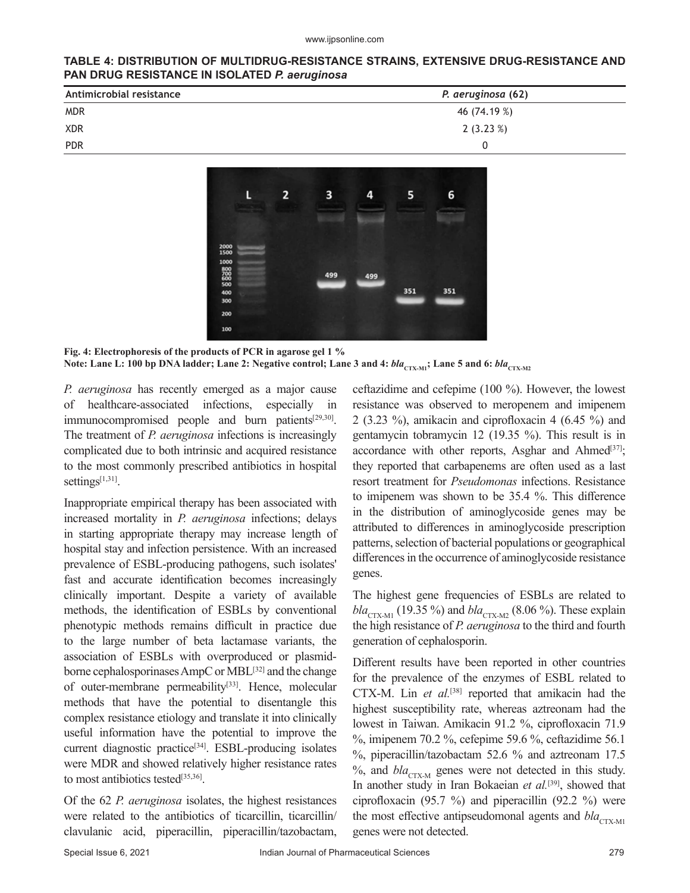**TABLE 4: DISTRIBUTION OF MULTIDRUG-RESISTANCE STRAINS, EXTENSIVE DRUG-RESISTANCE AND PAN DRUG RESISTANCE IN ISOLATED *P. aeruginosa***

| Antimicrobial resistance | *P. aeruginosa* (62) |
| --- | --- |
| MDR | 46 (74.19 %) |
| XDR | 2 (3.23 %) |
| PDR | 0 |

**Fig. 4: Electrophoresis of the products of PCR in agarose gel 1 %**
**Note: Lane L: 100 bp DNA ladder; Lane 2: Negative control; Lane 3 and 4: $bla_{CTX-M1}$; Lane 5 and 6: $bla_{CTX-M2}$**

*P. aeruginosa* has recently emerged as a major cause of healthcare-associated infections, especially in immunocompromised people and burn patients[29,30]. The treatment of *P. aeruginosa* infections is increasingly complicated due to both intrinsic and acquired resistance to the most commonly prescribed antibiotics in hospital settings[1,31].

Inappropriate empirical therapy has been associated with increased mortality in *P. aeruginosa* infections; delays in starting appropriate therapy may increase length of hospital stay and infection persistence. With an increased prevalence of ESBL-producing pathogens, such isolates' fast and accurate identification becomes increasingly clinically important. Despite a variety of available methods, the identification of ESBLs by conventional phenotypic methods remains difficult in practice due to the large number of beta lactamase variants, the association of ESBLs with overproduced or plasmid-borne cephalosporinases AmpC or MBL[32] and the change of outer-membrane permeability[33]. Hence, molecular methods that have the potential to disentangle this complex resistance etiology and translate it into clinically useful information have the potential to improve the current diagnostic practice[34]. ESBL-producing isolates were MDR and showed relatively higher resistance rates to most antibiotics tested[35,36].

Of the 62 *P. aeruginosa* isolates, the highest resistances were related to the antibiotics of ticarcillin, ticarcillin/clavulanic acid, piperacillin, piperacillin/tazobactam, ceftazidime and cefepime (100 %). However, the lowest resistance was observed to meropenem and imipenem 2 (3.23 %), amikacin and ciprofloxacin 4 (6.45 %) and gentamycin tobramycin 12 (19.35 %). This result is in accordance with other reports, Asghar and Ahmed[37]; they reported that carbapenems are often used as a last resort treatment for *Pseudomonas* infections. Resistance to imipenem was shown to be 35.4 %. This difference in the distribution of aminoglycoside genes may be attributed to differences in aminoglycoside prescription patterns, selection of bacterial populations or geographical differences in the occurrence of aminoglycoside resistance genes.

The highest gene frequencies of ESBLs are related to $bla_{CTX-M1}$ (19.35 %) and $bla_{CTX-M2}$ (8.06 %). These explain the high resistance of *P. aeruginosa* to the third and fourth generation of cephalosporin.

Different results have been reported in other countries for the prevalence of the enzymes of ESBL related to CTX-M. Lin *et al.*[38] reported that amikacin had the highest susceptibility rate, whereas aztreonam had the lowest in Taiwan. Amikacin 91.2 %, ciprofloxacin 71.9 %, imipenem 70.2 %, cefepime 59.6 %, ceftazidime 56.1 %, piperacillin/tazobactam 52.6 % and aztreonam 17.5 %, and $bla_{CTX-M}$ genes were not detected in this study. In another study in Iran Bokaeian *et al.*[39], showed that ciprofloxacin (95.7 %) and piperacillin (92.2 %) were the most effective antipseudomonal agents and $bla_{CTX-M1}$ genes were not detected.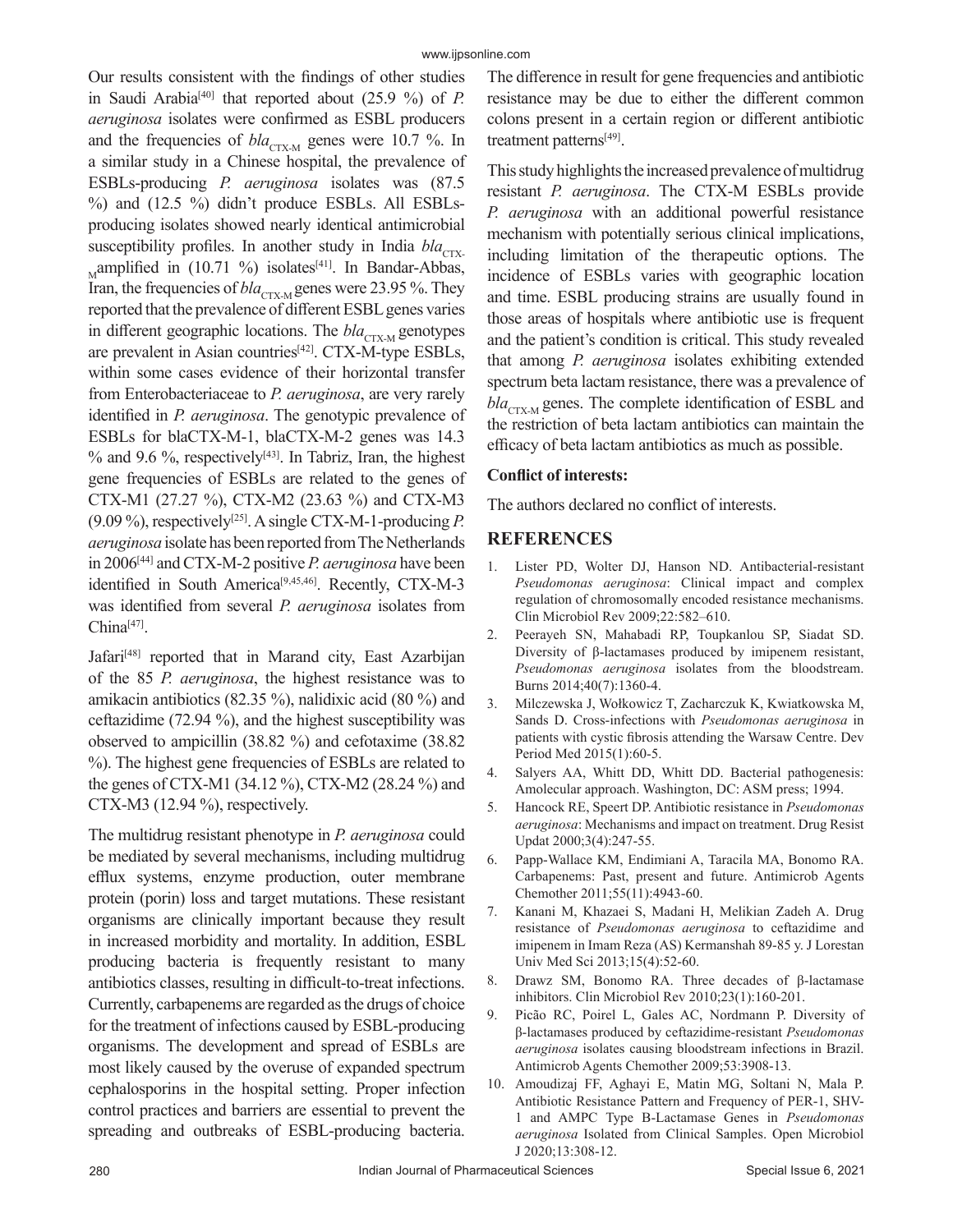Our results consistent with the findings of other studies in Saudi Arabia[40] that reported about (25.9 %) of *P. aeruginosa* isolates were confirmed as ESBL producers and the frequencies of $bla_{CTX-M}$ genes were 10.7 %. In a similar study in a Chinese hospital, the prevalence of ESBLs-producing *P. aeruginosa* isolates was (87.5 %) and (12.5 %) didn't produce ESBLs. All ESBLs-producing isolates showed nearly identical antimicrobial susceptibility profiles. In another study in India $bla_{CTX-M}$amplified in (10.71 %) isolates[41]. In Bandar-Abbas, Iran, the frequencies of $bla_{CTX-M}$ genes were 23.95 %. They reported that the prevalence of different ESBL genes varies in different geographic locations. The $bla_{CTX-M}$ genotypes are prevalent in Asian countries[42]. CTX-M-type ESBLs, within some cases evidence of their horizontal transfer from Enterobacteriaceae to *P. aeruginosa*, are very rarely identified in *P. aeruginosa*. The genotypic prevalence of ESBLs for blaCTX-M-1, blaCTX-M-2 genes was 14.3 % and 9.6 %, respectively[43]. In Tabriz, Iran, the highest gene frequencies of ESBLs are related to the genes of CTX-M1 (27.27 %), CTX-M2 (23.63 %) and CTX-M3 (9.09 %), respectively[25]. A single CTX-M-1-producing *P. aeruginosa* isolate has been reported from The Netherlands in 2006[44] and CTX-M-2 positive *P. aeruginosa* have been identified in South America[9,45,46]. Recently, CTX-M-3 was identified from several *P. aeruginosa* isolates from China[47].

Jafari[48] reported that in Marand city, East Azarbijan of the 85 *P. aeruginosa*, the highest resistance was to amikacin antibiotics (82.35 %), nalidixic acid (80 %) and ceftazidime (72.94 %), and the highest susceptibility was observed to ampicillin (38.82 %) and cefotaxime (38.82 %). The highest gene frequencies of ESBLs are related to the genes of CTX-M1 (34.12 %), CTX-M2 (28.24 %) and CTX-M3 (12.94 %), respectively.

The multidrug resistant phenotype in *P. aeruginosa* could be mediated by several mechanisms, including multidrug efflux systems, enzyme production, outer membrane protein (porin) loss and target mutations. These resistant organisms are clinically important because they result in increased morbidity and mortality. In addition, ESBL producing bacteria is frequently resistant to many antibiotics classes, resulting in difficult-to-treat infections. Currently, carbapenems are regarded as the drugs of choice for the treatment of infections caused by ESBL-producing organisms. The development and spread of ESBLs are most likely caused by the overuse of expanded spectrum cephalosporins in the hospital setting. Proper infection control practices and barriers are essential to prevent the spreading and outbreaks of ESBL-producing bacteria. The difference in result for gene frequencies and antibiotic resistance may be due to either the different common colons present in a certain region or different antibiotic treatment patterns[49].

This study highlights the increased prevalence of multidrug resistant *P. aeruginosa*. The CTX-M ESBLs provide *P. aeruginosa* with an additional powerful resistance mechanism with potentially serious clinical implications, including limitation of the therapeutic options. The incidence of ESBLs varies with geographic location and time. ESBL producing strains are usually found in those areas of hospitals where antibiotic use is frequent and the patient's condition is critical. This study revealed that among *P. aeruginosa* isolates exhibiting extended spectrum beta lactam resistance, there was a prevalence of $bla_{CTX-M}$ genes. The complete identification of ESBL and the restriction of beta lactam antibiotics can maintain the efficacy of beta lactam antibiotics as much as possible.

**Conflict of interests:**

The authors declared no conflict of interests.

## REFERENCES

1. Lister PD, Wolter DJ, Hanson ND. Antibacterial-resistant *Pseudomonas aeruginosa*: Clinical impact and complex regulation of chromosomally encoded resistance mechanisms. Clin Microbiol Rev 2009;22:582–610.
2. Peerayeh SN, Mahabadi RP, Toupkanlou SP, Siadat SD. Diversity of β-lactamases produced by imipenem resistant, *Pseudomonas aeruginosa* isolates from the bloodstream. Burns 2014;40(7):1360-4.
3. Milczewska J, Wołkowicz T, Zacharczuk K, Kwiatkowska M, Sands D. Cross-infections with *Pseudomonas aeruginosa* in patients with cystic fibrosis attending the Warsaw Centre. Dev Period Med 2015(1):60-5.
4. Salyers AA, Whitt DD, Whitt DD. Bacterial pathogenesis: Amolecular approach. Washington, DC: ASM press; 1994.
5. Hancock RE, Speert DP. Antibiotic resistance in *Pseudomonas aeruginosa*: Mechanisms and impact on treatment. Drug Resist Updat 2000;3(4):247-55.
6. Papp-Wallace KM, Endimiani A, Taracila MA, Bonomo RA. Carbapenems: Past, present and future. Antimicrob Agents Chemother 2011;55(11):4943-60.
7. Kanani M, Khazaei S, Madani H, Melikian Zadeh A. Drug resistance of *Pseudomonas aeruginosa* to ceftazidime and imipenem in Imam Reza (AS) Kermanshah 89-85 y. J Lorestan Univ Med Sci 2013;15(4):52-60.
8. Drawz SM, Bonomo RA. Three decades of β-lactamase inhibitors. Clin Microbiol Rev 2010;23(1):160-201.
9. Picão RC, Poirel L, Gales AC, Nordmann P. Diversity of β-lactamases produced by ceftazidime-resistant *Pseudomonas aeruginosa* isolates causing bloodstream infections in Brazil. Antimicrob Agents Chemother 2009;53:3908-13.
10. Amoudizaj FF, Aghayi E, Matin MG, Soltani N, Mala P. Antibiotic Resistance Pattern and Frequency of PER-1, SHV-1 and AMPC Type B-Lactamase Genes in *Pseudomonas aeruginosa* Isolated from Clinical Samples. Open Microbiol J 2020;13:308-12.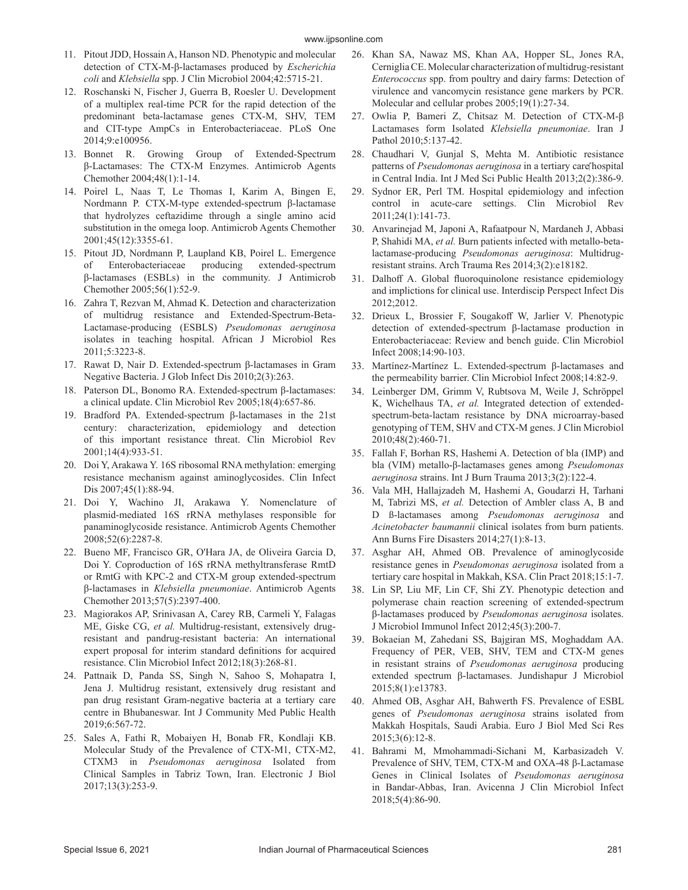11. Pitout JDD, Hossain A, Hanson ND. Phenotypic and molecular detection of CTX-M-β-lactamases produced by *Escherichia coli* and *Klebsiella* spp. J Clin Microbiol 2004;42:5715-21.
12. Roschanski N, Fischer J, Guerra B, Roesler U. Development of a multiplex real-time PCR for the rapid detection of the predominant beta-lactamase genes CTX-M, SHV, TEM and CIT-type AmpCs in Enterobacteriaceae. PLoS One 2014;9:e100956.
13. Bonnet R. Growing Group of Extended-Spectrum β-Lactamases: The CTX-M Enzymes. Antimicrob Agents Chemother 2004;48(1):1-14.
14. Poirel L, Naas T, Le Thomas I, Karim A, Bingen E, Nordmann P. CTX-M-type extended-spectrum β-lactamase that hydrolyzes ceftazidime through a single amino acid substitution in the omega loop. Antimicrob Agents Chemother 2001;45(12):3355-61.
15. Pitout JD, Nordmann P, Laupland KB, Poirel L. Emergence of Enterobacteriaceae producing extended-spectrum β-lactamases (ESBLs) in the community. J Antimicrob Chemother 2005;56(1):52-9.
16. Zahra T, Rezvan M, Ahmad K. Detection and characterization of multidrug resistance and Extended-Spectrum-Beta-Lactamase-producing (ESBLS) *Pseudomonas aeruginosa* isolates in teaching hospital. African J Microbiol Res 2011;5:3223-8.
17. Rawat D, Nair D. Extended-spectrum β-lactamases in Gram Negative Bacteria. J Glob Infect Dis 2010;2(3):263.
18. Paterson DL, Bonomo RA. Extended-spectrum β-lactamases: a clinical update. Clin Microbiol Rev 2005;18(4):657-86.
19. Bradford PA. Extended-spectrum β-lactamases in the 21st century: characterization, epidemiology and detection of this important resistance threat. Clin Microbiol Rev 2001;14(4):933-51.
20. Doi Y, Arakawa Y. 16S ribosomal RNA methylation: emerging resistance mechanism against aminoglycosides. Clin Infect Dis 2007;45(1):88-94.
21. Doi Y, Wachino JI, Arakawa Y. Nomenclature of plasmid-mediated 16S rRNA methylases responsible for panaminoglycoside resistance. Antimicrob Agents Chemother 2008;52(6):2287-8.
22. Bueno MF, Francisco GR, O'Hara JA, de Oliveira Garcia D, Doi Y. Coproduction of 16S rRNA methyltransferase RmtD or RmtG with KPC-2 and CTX-M group extended-spectrum β-lactamases in *Klebsiella pneumoniae*. Antimicrob Agents Chemother 2013;57(5):2397-400.
23. Magiorakos AP, Srinivasan A, Carey RB, Carmeli Y, Falagas ME, Giske CG, *et al.* Multidrug-resistant, extensively drug-resistant and pandrug-resistant bacteria: An international expert proposal for interim standard definitions for acquired resistance. Clin Microbiol Infect 2012;18(3):268-81.
24. Pattnaik D, Panda SS, Singh N, Sahoo S, Mohapatra I, Jena J. Multidrug resistant, extensively drug resistant and pan drug resistant Gram-negative bacteria at a tertiary care centre in Bhubaneswar. Int J Community Med Public Health 2019;6:567-72.
25. Sales A, Fathi R, Mobaiyen H, Bonab FR, Kondlaji KB. Molecular Study of the Prevalence of CTX-M1, CTX-M2, CTXM3 in *Pseudomonas aeruginosa* Isolated from Clinical Samples in Tabriz Town, Iran. Electronic J Biol 2017;13(3):253-9.
26. Khan SA, Nawaz MS, Khan AA, Hopper SL, Jones RA, Cerniglia CE. Molecular characterization of multidrug-resistant *Enterococcus* spp. from poultry and dairy farms: Detection of virulence and vancomycin resistance gene markers by PCR. Molecular and cellular probes 2005;19(1):27-34.
27. Owlia P, Bameri Z, Chitsaz M. Detection of CTX-M-β Lactamases form Isolated *Klebsiella pneumoniae*. Iran J Pathol 2010;5:137-42.
28. Chaudhari V, Gunjal S, Mehta M. Antibiotic resistance patterns of *Pseudomonas aeruginosa* in a tertiary care hospital in Central India. Int J Med Sci Public Health 2013;2(2):386-9.
29. Sydnor ER, Perl TM. Hospital epidemiology and infection control in acute-care settings. Clin Microbiol Rev 2011;24(1):141-73.
30. Anvarinejad M, Japoni A, Rafaatpour N, Mardaneh J, Abbasi P, Shahidi MA, *et al.* Burn patients infected with metallo-beta-lactamase-producing *Pseudomonas aeruginosa*: Multidrug-resistant strains. Arch Trauma Res 2014;3(2):e18182.
31. Dalhoff A. Global fluoroquinolone resistance epidemiology and implictions for clinical use. Interdiscip Perspect Infect Dis 2012;2012.
32. Drieux L, Brossier F, Sougakoff W, Jarlier V. Phenotypic detection of extended-spectrum β-lactamase production in Enterobacteriaceae: Review and bench guide. Clin Microbiol Infect 2008;14:90-103.
33. Martínez-Martínez L. Extended-spectrum β-lactamases and the permeability barrier. Clin Microbiol Infect 2008;14:82-9.
34. Leinberger DM, Grimm V, Rubtsova M, Weile J, Schröppel K, Wichelhaus TA, *et al.* Integrated detection of extended-spectrum-beta-lactam resistance by DNA microarray-based genotyping of TEM, SHV and CTX-M genes. J Clin Microbiol 2010;48(2):460-71.
35. Fallah F, Borhan RS, Hashemi A. Detection of bla (IMP) and bla (VIM) metallo-β-lactamases genes among *Pseudomonas aeruginosa* strains. Int J Burn Trauma 2013;3(2):122-4.
36. Vala MH, Hallajzadeh M, Hashemi A, Goudarzi H, Tarhani M, Tabrizi MS, *et al.* Detection of Ambler class A, B and D ß-lactamases among *Pseudomonas aeruginosa* and *Acinetobacter baumannii* clinical isolates from burn patients. Ann Burns Fire Disasters 2014;27(1):8-13.
37. Asghar AH, Ahmed OB. Prevalence of aminoglycoside resistance genes in *Pseudomonas aeruginosa* isolated from a tertiary care hospital in Makkah, KSA. Clin Pract 2018;15:1-7.
38. Lin SP, Liu MF, Lin CF, Shi ZY. Phenotypic detection and polymerase chain reaction screening of extended-spectrum β-lactamases produced by *Pseudomonas aeruginosa* isolates. J Microbiol Immunol Infect 2012;45(3):200-7.
39. Bokaeian M, Zahedani SS, Bajgiran MS, Moghaddam AA. Frequency of PER, VEB, SHV, TEM and CTX-M genes in resistant strains of *Pseudomonas aeruginosa* producing extended spectrum β-lactamases. Jundishapur J Microbiol 2015;8(1):e13783.
40. Ahmed OB, Asghar AH, Bahwerth FS. Prevalence of ESBL genes of *Pseudomonas aeruginosa* strains isolated from Makkah Hospitals, Saudi Arabia. Euro J Biol Med Sci Res 2015;3(6):12-8.
41. Bahrami M, Mmohammadi-Sichani M, Karbasizadeh V. Prevalence of SHV, TEM, CTX-M and OXA-48 β-Lactamase Genes in Clinical Isolates of *Pseudomonas aeruginosa* in Bandar-Abbas, Iran. Avicenna J Clin Microbiol Infect 2018;5(4):86-90.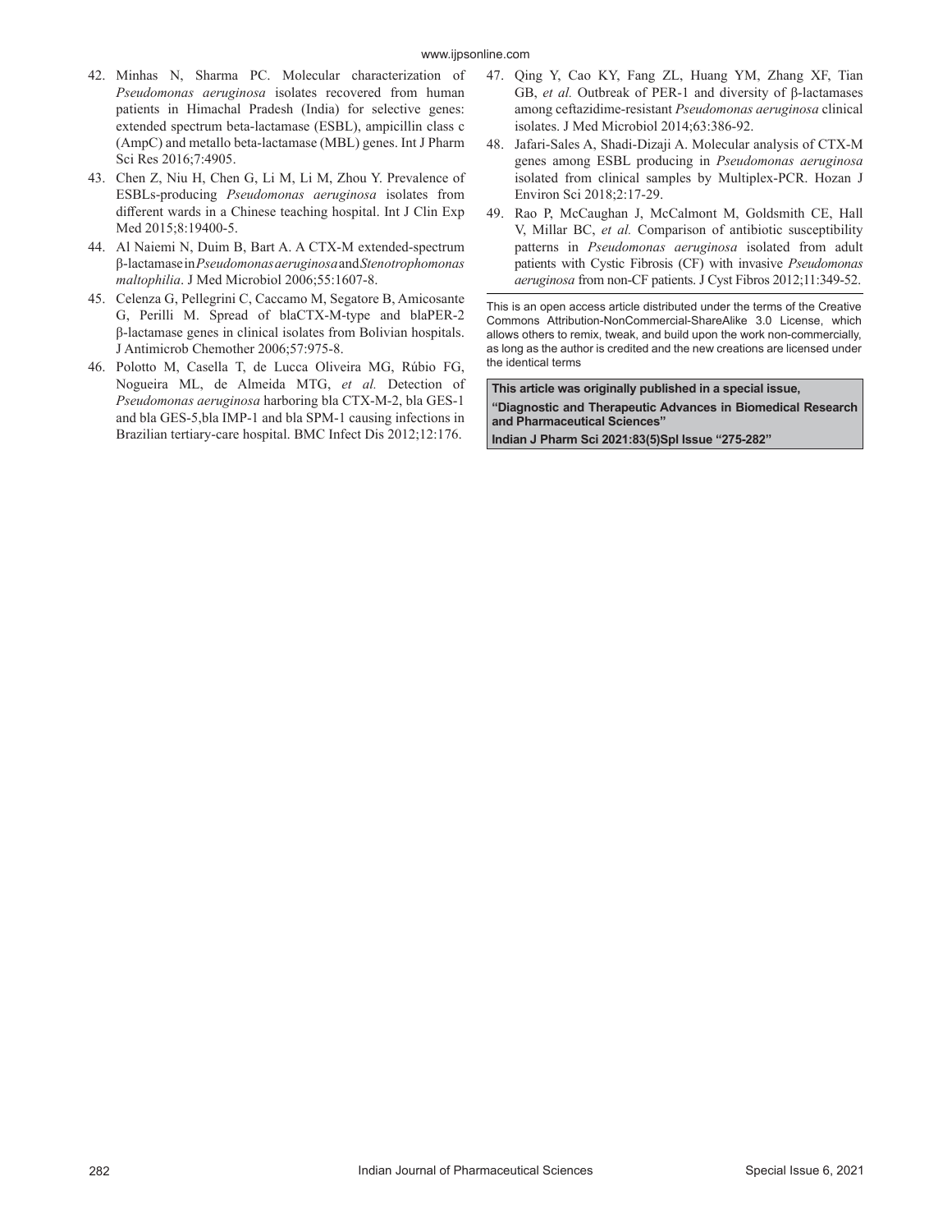42. Minhas N, Sharma PC. Molecular characterization of *Pseudomonas aeruginosa* isolates recovered from human patients in Himachal Pradesh (India) for selective genes: extended spectrum beta-lactamase (ESBL), ampicillin class c (AmpC) and metallo beta-lactamase (MBL) genes. Int J Pharm Sci Res 2016;7:4905.
43. Chen Z, Niu H, Chen G, Li M, Li M, Zhou Y. Prevalence of ESBLs-producing *Pseudomonas aeruginosa* isolates from different wards in a Chinese teaching hospital. Int J Clin Exp Med 2015;8:19400-5.
44. Al Naiemi N, Duim B, Bart A. A CTX-M extended-spectrum β-lactamase in *Pseudomonas aeruginosa* and *Stenotrophomonas maltophilia*. J Med Microbiol 2006;55:1607-8.
45. Celenza G, Pellegrini C, Caccamo M, Segatore B, Amicosante G, Perilli M. Spread of blaCTX-M-type and blaPER-2 β-lactamase genes in clinical isolates from Bolivian hospitals. J Antimicrob Chemother 2006;57:975-8.
46. Polotto M, Casella T, de Lucca Oliveira MG, Rúbio FG, Nogueira ML, de Almeida MTG, *et al.* Detection of *Pseudomonas aeruginosa* harboring bla CTX-M-2, bla GES-1 and bla GES-5,bla IMP-1 and bla SPM-1 causing infections in Brazilian tertiary-care hospital. BMC Infect Dis 2012;12:176.
47. Qing Y, Cao KY, Fang ZL, Huang YM, Zhang XF, Tian GB, *et al.* Outbreak of PER-1 and diversity of β-lactamases among ceftazidime-resistant *Pseudomonas aeruginosa* clinical isolates. J Med Microbiol 2014;63:386-92.
48. Jafari-Sales A, Shadi-Dizaji A. Molecular analysis of CTX-M genes among ESBL producing in *Pseudomonas aeruginosa* isolated from clinical samples by Multiplex-PCR. Hozan J Environ Sci 2018;2:17-29.
49. Rao P, McCaughan J, McCalmont M, Goldsmith CE, Hall V, Millar BC, *et al.* Comparison of antibiotic susceptibility patterns in *Pseudomonas aeruginosa* isolated from adult patients with Cystic Fibrosis (CF) with invasive *Pseudomonas aeruginosa* from non-CF patients. J Cyst Fibros 2012;11:349-52.

This is an open access article distributed under the terms of the Creative Commons Attribution-NonCommercial-ShareAlike 3.0 License, which allows others to remix, tweak, and build upon the work non-commercially, as long as the author is credited and the new creations are licensed under the identical terms

**This article was originally published in a special issue, "Diagnostic and Therapeutic Advances in Biomedical Research and Pharmaceutical Sciences"**
**Indian J Pharm Sci 2021:83(5)Spl Issue "275-282"**